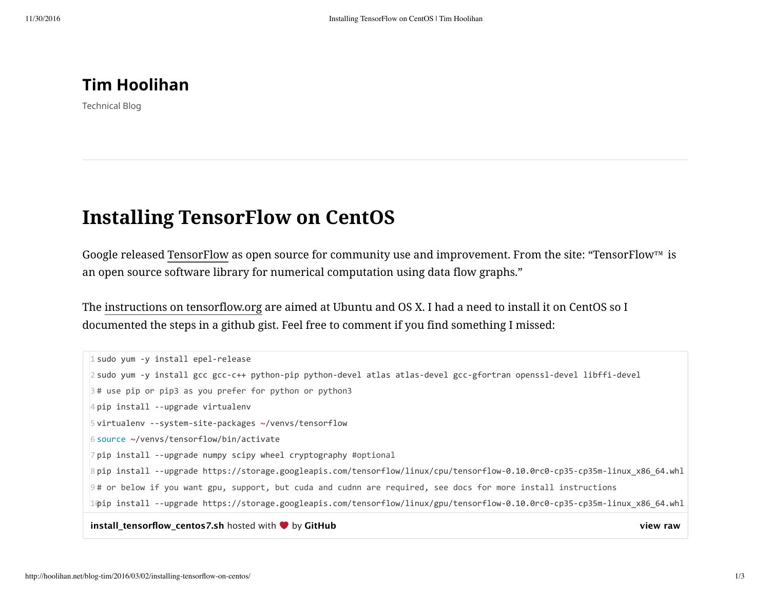# Tim Hoolihan

Technical Blog

## Installing TensorFlow on CentOS

Google released TensorFlow as open source for community use and improvement. From the site: "TensorFlow™ is an open source software library for numerical computation using data flow graphs."

The instructions on tensorflow.org are aimed at Ubuntu and OS X. I had a need to install it on CentOS so I documented the steps in a github gist. Feel free to comment if you find something I missed:

```
sudo yum -y install epel-release
sudo yum -y install gcc gcc-c++ python-pip python-devel atlas atlas-devel gcc-gfortran openssl-devel libffi-devel
# use pip or pip3 as you prefer for python or python3
pip install --upgrade virtualenv
virtualenv --system-site-packages ~/venvs/tensorflow
source ~/venvs/tensorflow/bin/activate
pip install --upgrade numpy scipy wheel cryptography #optional
pip install --upgrade https://storage.googleapis.com/tensorflow/linux/cpu/tensorflow-0.10.0rc0-cp35-cp35m-linux_x86_64.whl
# or below if you want gpu, support, but cuda and cudnn are required, see docs for more install instructions
pip install --upgrade https://storage.googleapis.com/tensorflow/linux/gpu/tensorflow-0.10.0rc0-cp35-cp35m-linux_x86_64.whl
```

**install_tensorflow_centos7.sh** hosted with ♥ by **GitHub** **view raw**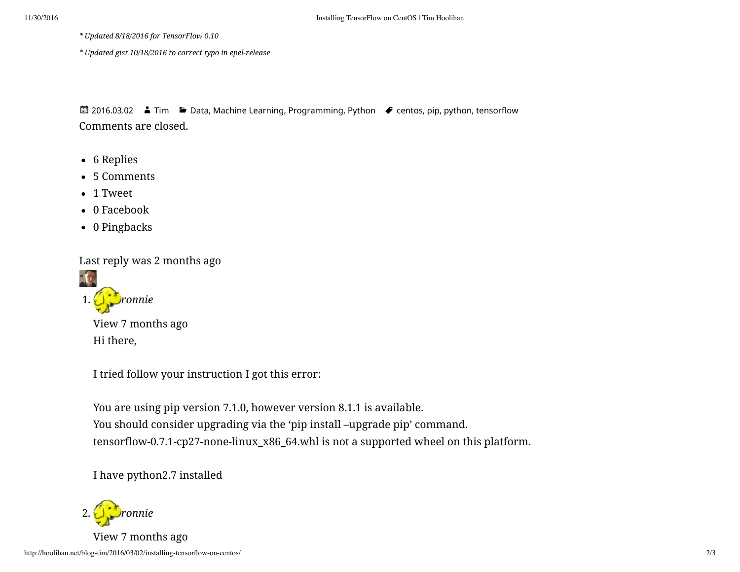*\* Updated 8/18/2016 for TensorFlow 0.10*

*\* Updated gist 10/18/2016 to correct typo in epel-release*

2016.03.02 Tim Data, Machine Learning, Programming, Python centos, pip, python, tensorflow

Comments are closed.

- 6 Replies
- 5 Comments
- 1 Tweet
- 0 Facebook
- 0 Pingbacks

Last reply was 2 months ago

1. *ronnie*

   View 7 months ago

   Hi there,

   I tried follow your instruction I got this error:

   You are using pip version 7.1.0, however version 8.1.1 is available.
   You should consider upgrading via the 'pip install –upgrade pip' command.
   tensorflow-0.7.1-cp27-none-linux_x86_64.whl is not a supported wheel on this platform.

   I have python2.7 installed

2. *ronnie*

   View 7 months ago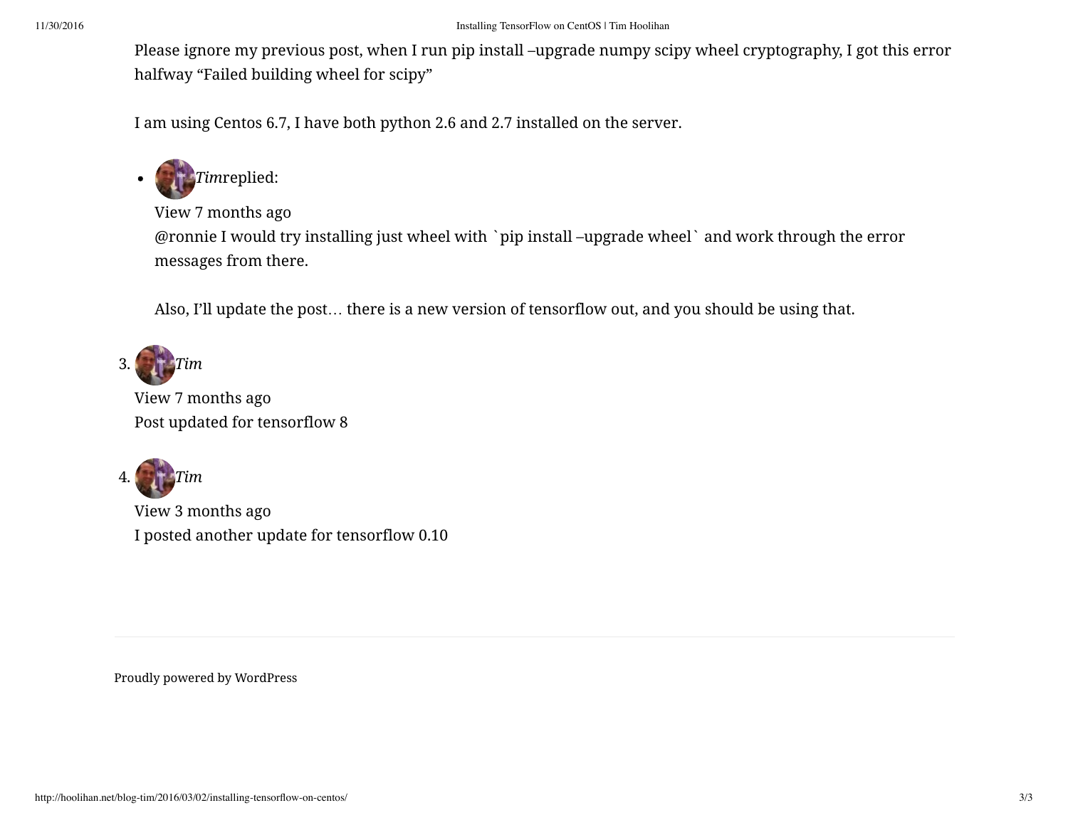Please ignore my previous post, when I run pip install –upgrade numpy scipy wheel cryptography, I got this error halfway “Failed building wheel for scipy”

I am using Centos 6.7, I have both python 2.6 and 2.7 installed on the server.

- *Tim*replied:

  View 7 months ago
  @ronnie I would try installing just wheel with `pip install –upgrade wheel` and work through the error messages from there.

  Also, I’ll update the post… there is a new version of tensorflow out, and you should be using that.

3. *Tim*

   View 7 months ago
   Post updated for tensorflow 8

4. *Tim*

   View 3 months ago
   I posted another update for tensorflow 0.10

---

Proudly powered by WordPress